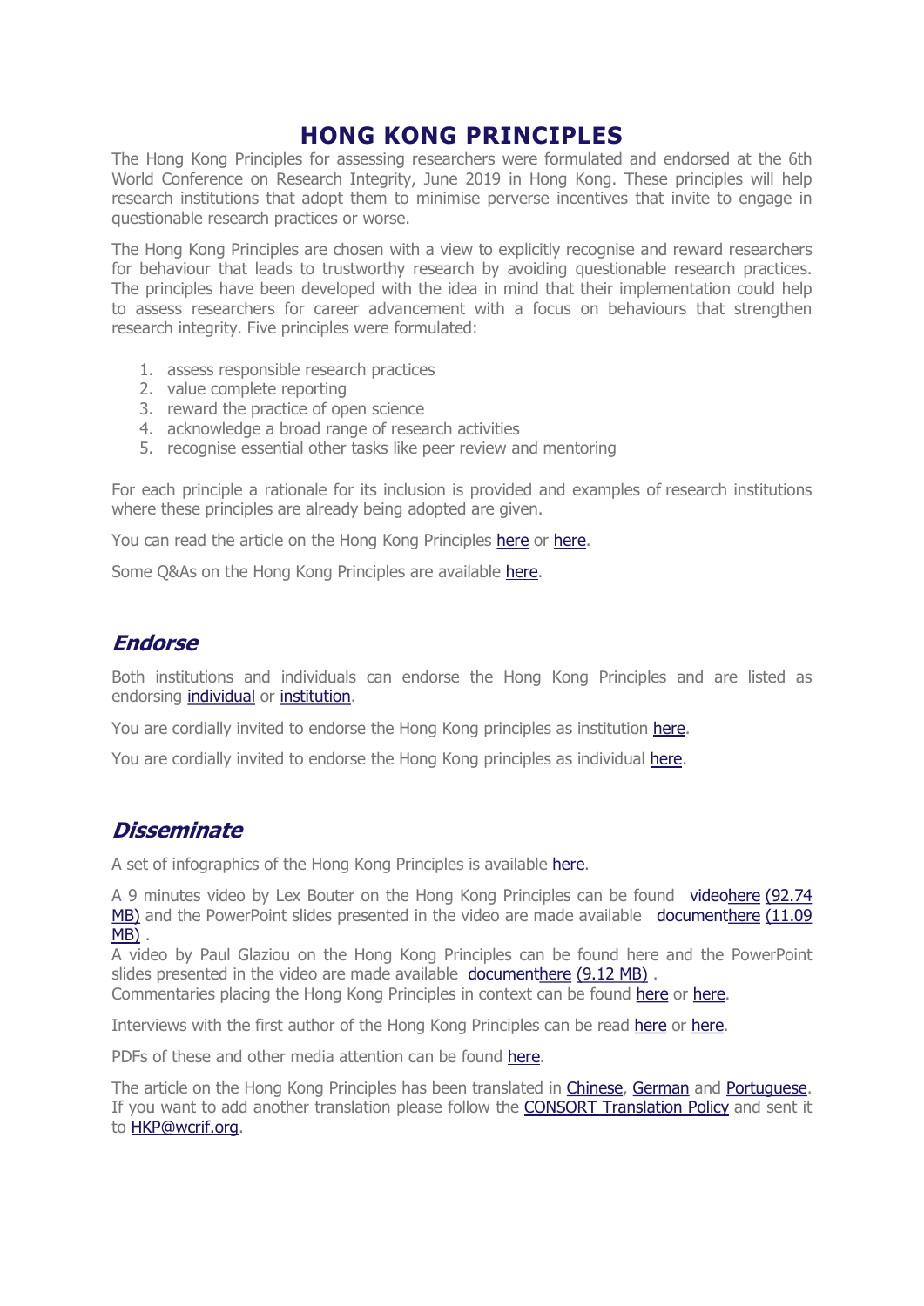# HONG KONG PRINCIPLES

The Hong Kong Principles for assessing researchers were formulated and endorsed at the 6th World Conference on Research Integrity, June 2019 in Hong Kong. These principles will help research institutions that adopt them to minimise perverse incentives that invite to engage in questionable research practices or worse.

The Hong Kong Principles are chosen with a view to explicitly recognise and reward researchers for behaviour that leads to trustworthy research by avoiding questionable research practices. The principles have been developed with the idea in mind that their implementation could help to assess researchers for career advancement with a focus on behaviours that strengthen research integrity. Five principles were formulated:

1. assess responsible research practices
2. value complete reporting
3. reward the practice of open science
4. acknowledge a broad range of research activities
5. recognise essential other tasks like peer review and mentoring

For each principle a rationale for its inclusion is provided and examples of research institutions where these principles are already being adopted are given.

You can read the article on the Hong Kong Principles here or here.

Some Q&As on the Hong Kong Principles are available here.

## *Endorse*

Both institutions and individuals can endorse the Hong Kong Principles and are listed as endorsing individual or institution.

You are cordially invited to endorse the Hong Kong principles as institution here.

You are cordially invited to endorse the Hong Kong principles as individual here.

## *Disseminate*

A set of infographics of the Hong Kong Principles is available here.

A 9 minutes video by Lex Bouter on the Hong Kong Principles can be found videohere (92.74 MB) and the PowerPoint slides presented in the video are made available documenthere (11.09 MB) .

A video by Paul Glaziou on the Hong Kong Principles can be found here and the PowerPoint slides presented in the video are made available documenthere (9.12 MB) .

Commentaries placing the Hong Kong Principles in context can be found here or here.

Interviews with the first author of the Hong Kong Principles can be read here or here.

PDFs of these and other media attention can be found here.

The article on the Hong Kong Principles has been translated in Chinese, German and Portuguese. If you want to add another translation please follow the CONSORT Translation Policy and sent it to HKP@wcrif.org.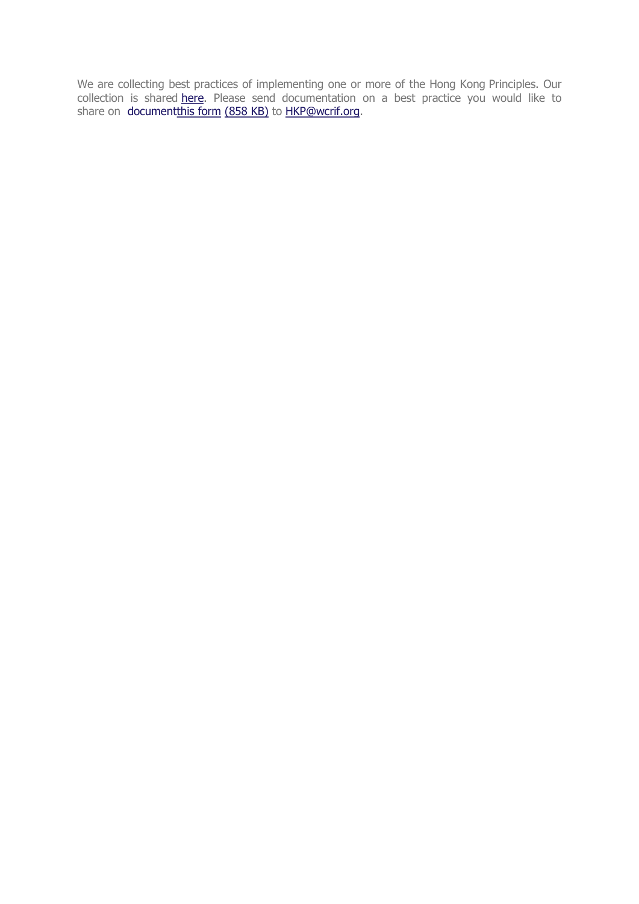We are collecting best practices of implementing one or more of the Hong Kong Principles. Our collection is shared here. Please send documentation on a best practice you would like to share on documentthis form (858 KB) to HKP@wcrif.org.